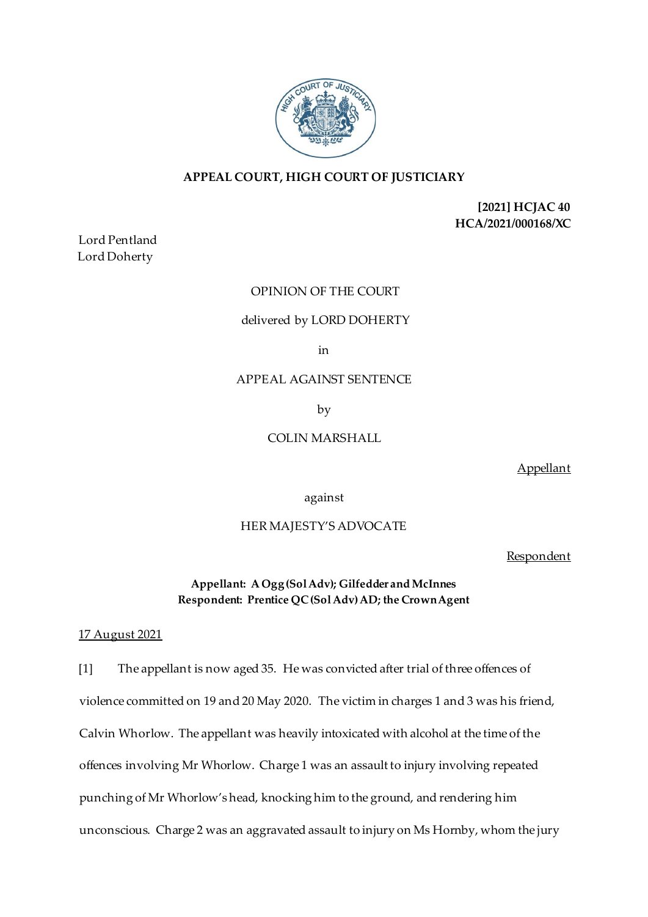## APPEAL COURT, HIGH COURT OF JUSTICIARY

**[2021] HCJAC 40**
**HCA/2021/000168/XC**

Lord Pentland
Lord Doherty

OPINION OF THE COURT

delivered by LORD DOHERTY

in

APPEAL AGAINST SENTENCE

by

COLIN MARSHALL

Appellant

against

HER MAJESTY'S ADVOCATE

Respondent

**Appellant: A Ogg (Sol Adv); Gilfedder and McInnes**
**Respondent: Prentice QC (Sol Adv) AD; the Crown Agent**

17 August 2021

[1] The appellant is now aged 35. He was convicted after trial of three offences of violence committed on 19 and 20 May 2020. The victim in charges 1 and 3 was his friend, Calvin Whorlow. The appellant was heavily intoxicated with alcohol at the time of the offences involving Mr Whorlow. Charge 1 was an assault to injury involving repeated punching of Mr Whorlow's head, knocking him to the ground, and rendering him unconscious. Charge 2 was an aggravated assault to injury on Ms Hornby, whom the jury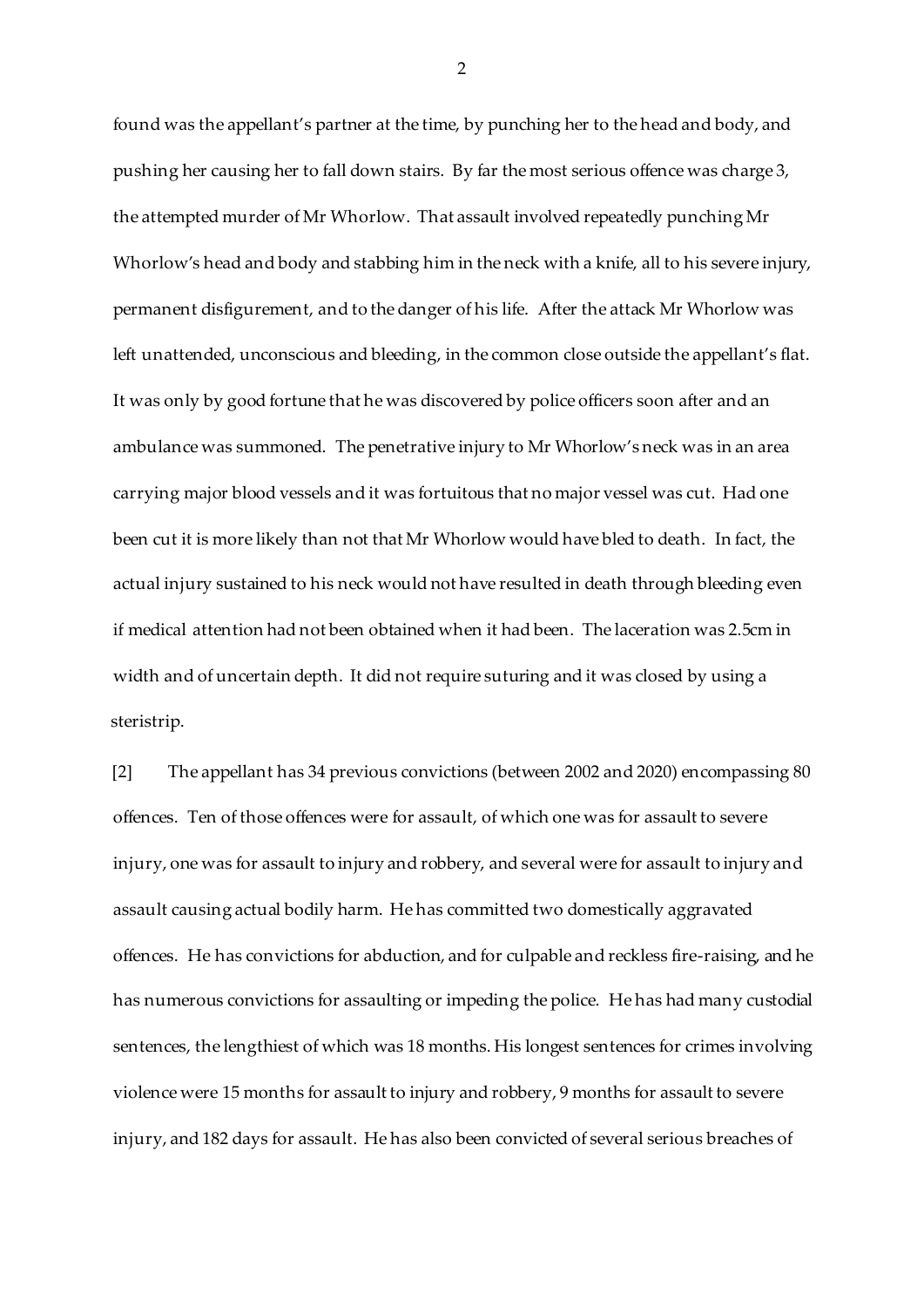found was the appellant's partner at the time, by punching her to the head and body, and pushing her causing her to fall down stairs. By far the most serious offence was charge 3, the attempted murder of Mr Whorlow. That assault involved repeatedly punching Mr Whorlow's head and body and stabbing him in the neck with a knife, all to his severe injury, permanent disfigurement, and to the danger of his life. After the attack Mr Whorlow was left unattended, unconscious and bleeding, in the common close outside the appellant's flat. It was only by good fortune that he was discovered by police officers soon after and an ambulance was summoned. The penetrative injury to Mr Whorlow's neck was in an area carrying major blood vessels and it was fortuitous that no major vessel was cut. Had one been cut it is more likely than not that Mr Whorlow would have bled to death. In fact, the actual injury sustained to his neck would not have resulted in death through bleeding even if medical attention had not been obtained when it had been. The laceration was 2.5cm in width and of uncertain depth. It did not require suturing and it was closed by using a steristrip.

[2] The appellant has 34 previous convictions (between 2002 and 2020) encompassing 80 offences. Ten of those offences were for assault, of which one was for assault to severe injury, one was for assault to injury and robbery, and several were for assault to injury and assault causing actual bodily harm. He has committed two domestically aggravated offences. He has convictions for abduction, and for culpable and reckless fire-raising, and he has numerous convictions for assaulting or impeding the police. He has had many custodial sentences, the lengthiest of which was 18 months. His longest sentences for crimes involving violence were 15 months for assault to injury and robbery, 9 months for assault to severe injury, and 182 days for assault. He has also been convicted of several serious breaches of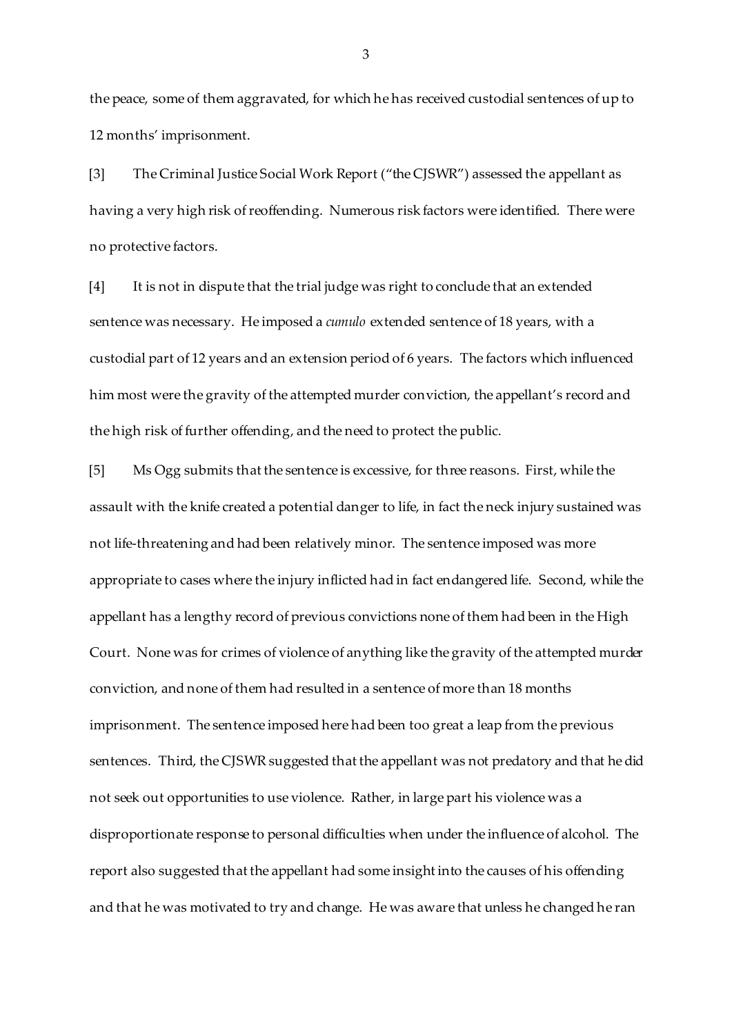the peace, some of them aggravated, for which he has received custodial sentences of up to 12 months' imprisonment.

[3] The Criminal Justice Social Work Report ("the CJSWR") assessed the appellant as having a very high risk of reoffending. Numerous risk factors were identified. There were no protective factors.

[4] It is not in dispute that the trial judge was right to conclude that an extended sentence was necessary. He imposed a *cumulo* extended sentence of 18 years, with a custodial part of 12 years and an extension period of 6 years. The factors which influenced him most were the gravity of the attempted murder conviction, the appellant's record and the high risk of further offending, and the need to protect the public.

[5] Ms Ogg submits that the sentence is excessive, for three reasons. First, while the assault with the knife created a potential danger to life, in fact the neck injury sustained was not life-threatening and had been relatively minor. The sentence imposed was more appropriate to cases where the injury inflicted had in fact endangered life. Second, while the appellant has a lengthy record of previous convictions none of them had been in the High Court. None was for crimes of violence of anything like the gravity of the attempted murder conviction, and none of them had resulted in a sentence of more than 18 months imprisonment. The sentence imposed here had been too great a leap from the previous sentences. Third, the CJSWR suggested that the appellant was not predatory and that he did not seek out opportunities to use violence. Rather, in large part his violence was a disproportionate response to personal difficulties when under the influence of alcohol. The report also suggested that the appellant had some insight into the causes of his offending and that he was motivated to try and change. He was aware that unless he changed he ran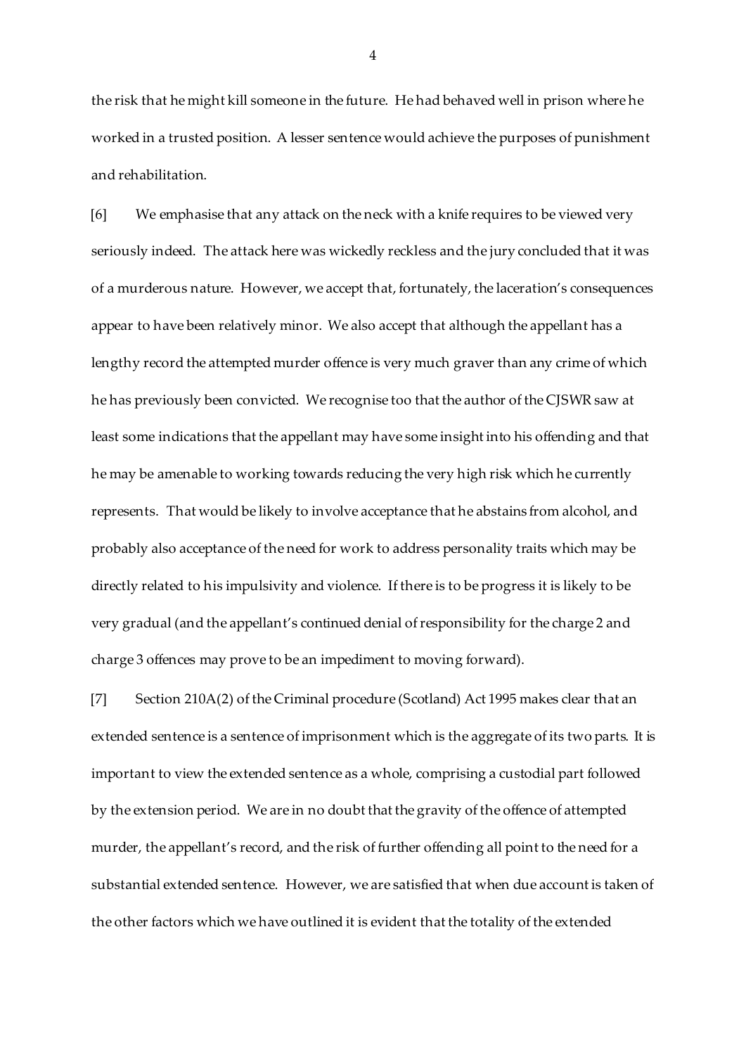the risk that he might kill someone in the future. He had behaved well in prison where he worked in a trusted position. A lesser sentence would achieve the purposes of punishment and rehabilitation.

[6] We emphasise that any attack on the neck with a knife requires to be viewed very seriously indeed. The attack here was wickedly reckless and the jury concluded that it was of a murderous nature. However, we accept that, fortunately, the laceration's consequences appear to have been relatively minor. We also accept that although the appellant has a lengthy record the attempted murder offence is very much graver than any crime of which he has previously been convicted. We recognise too that the author of the CJSWR saw at least some indications that the appellant may have some insight into his offending and that he may be amenable to working towards reducing the very high risk which he currently represents. That would be likely to involve acceptance that he abstains from alcohol, and probably also acceptance of the need for work to address personality traits which may be directly related to his impulsivity and violence. If there is to be progress it is likely to be very gradual (and the appellant's continued denial of responsibility for the charge 2 and charge 3 offences may prove to be an impediment to moving forward).

[7] Section 210A(2) of the Criminal procedure (Scotland) Act 1995 makes clear that an extended sentence is a sentence of imprisonment which is the aggregate of its two parts. It is important to view the extended sentence as a whole, comprising a custodial part followed by the extension period. We are in no doubt that the gravity of the offence of attempted murder, the appellant's record, and the risk of further offending all point to the need for a substantial extended sentence. However, we are satisfied that when due account is taken of the other factors which we have outlined it is evident that the totality of the extended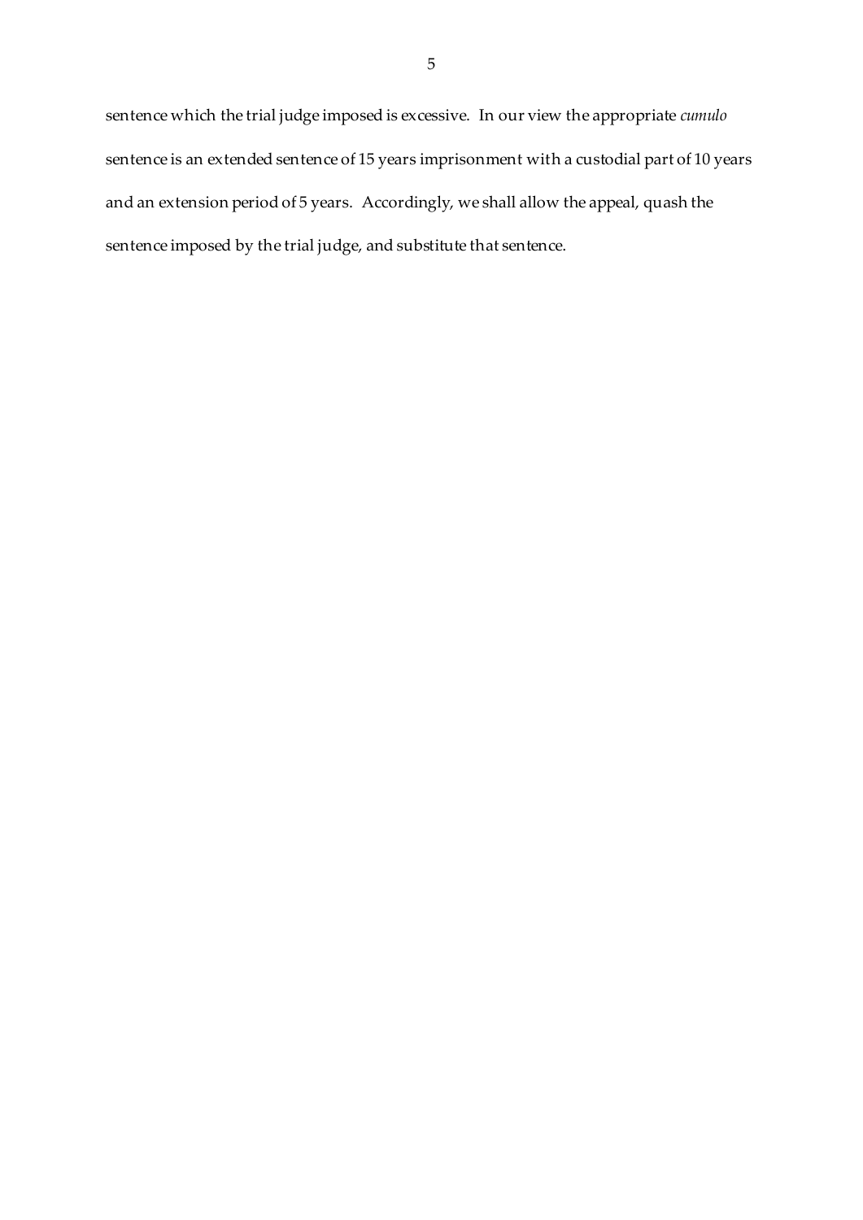sentence which the trial judge imposed is excessive. In our view the appropriate *cumulo* sentence is an extended sentence of 15 years imprisonment with a custodial part of 10 years and an extension period of 5 years. Accordingly, we shall allow the appeal, quash the sentence imposed by the trial judge, and substitute that sentence.